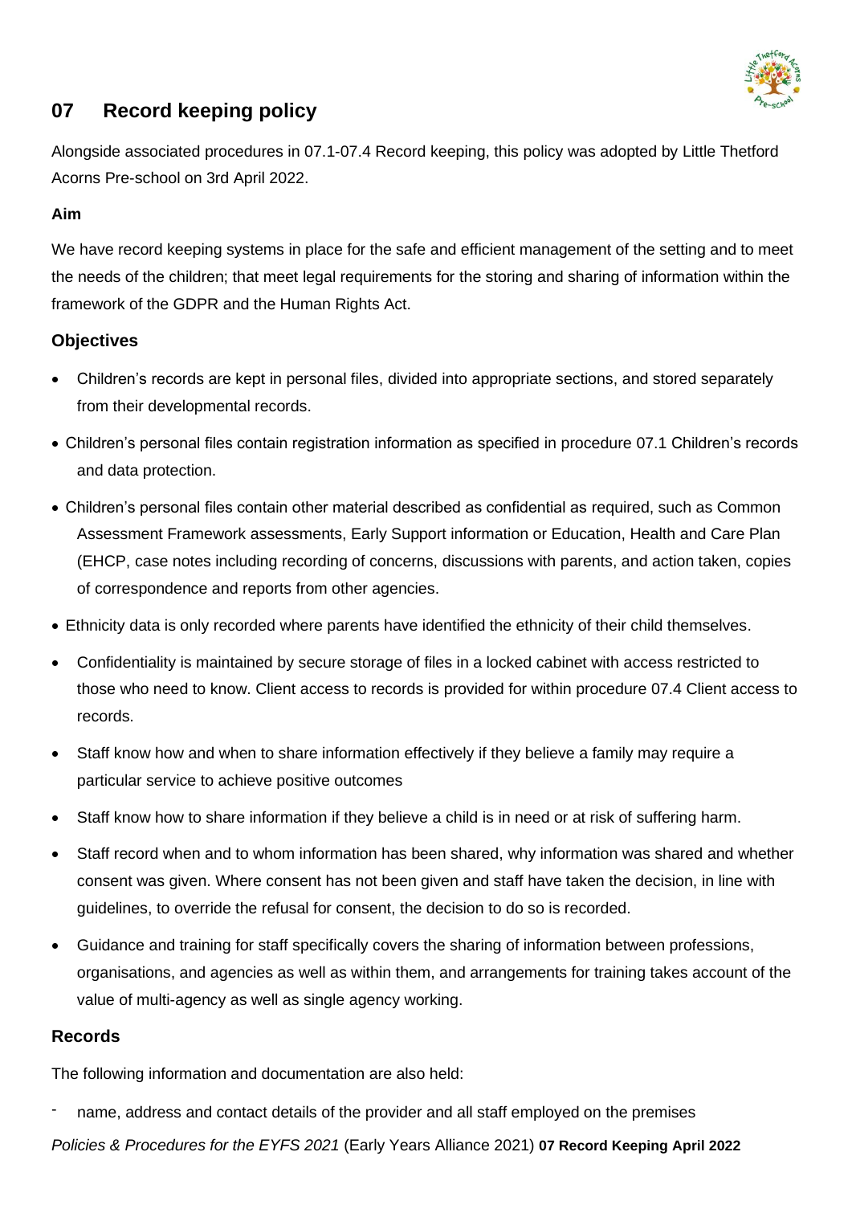## 07 Record keeping policy

Alongside associated procedures in 07.1-07.4 Record keeping, this policy was adopted by Little Thetford Acorns Pre-school on 3rd April 2022.

**Aim**

We have record keeping systems in place for the safe and efficient management of the setting and to meet the needs of the children; that meet legal requirements for the storing and sharing of information within the framework of the GDPR and the Human Rights Act.

### Objectives

- Children's records are kept in personal files, divided into appropriate sections, and stored separately from their developmental records.
- Children's personal files contain registration information as specified in procedure 07.1 Children's records and data protection.
- Children's personal files contain other material described as confidential as required, such as Common Assessment Framework assessments, Early Support information or Education, Health and Care Plan (EHCP, case notes including recording of concerns, discussions with parents, and action taken, copies of correspondence and reports from other agencies.
- Ethnicity data is only recorded where parents have identified the ethnicity of their child themselves.
- Confidentiality is maintained by secure storage of files in a locked cabinet with access restricted to those who need to know. Client access to records is provided for within procedure 07.4 Client access to records.
- Staff know how and when to share information effectively if they believe a family may require a particular service to achieve positive outcomes
- Staff know how to share information if they believe a child is in need or at risk of suffering harm.
- Staff record when and to whom information has been shared, why information was shared and whether consent was given. Where consent has not been given and staff have taken the decision, in line with guidelines, to override the refusal for consent, the decision to do so is recorded.
- Guidance and training for staff specifically covers the sharing of information between professions, organisations, and agencies as well as within them, and arrangements for training takes account of the value of multi-agency as well as single agency working.

### Records

The following information and documentation are also held:

- name, address and contact details of the provider and all staff employed on the premises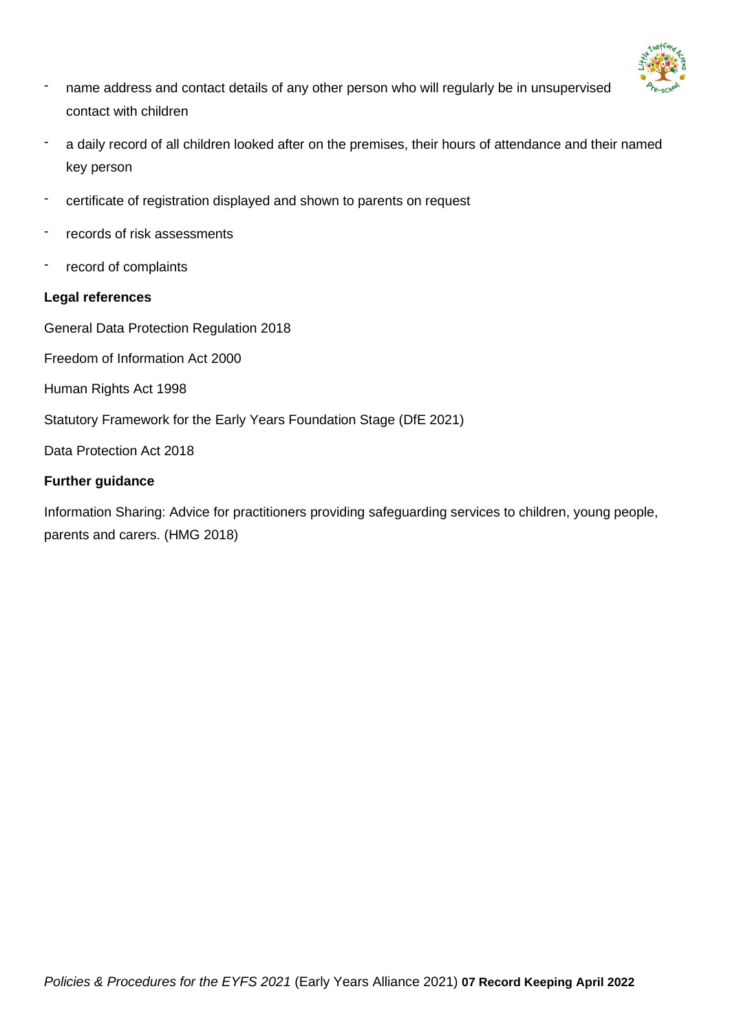- name address and contact details of any other person who will regularly be in unsupervised contact with children
- a daily record of all children looked after on the premises, their hours of attendance and their named key person
- certificate of registration displayed and shown to parents on request
- records of risk assessments
- record of complaints

**Legal references**

General Data Protection Regulation 2018

Freedom of Information Act 2000

Human Rights Act 1998

Statutory Framework for the Early Years Foundation Stage (DfE 2021)

Data Protection Act 2018

**Further guidance**

Information Sharing: Advice for practitioners providing safeguarding services to children, young people, parents and carers. (HMG 2018)